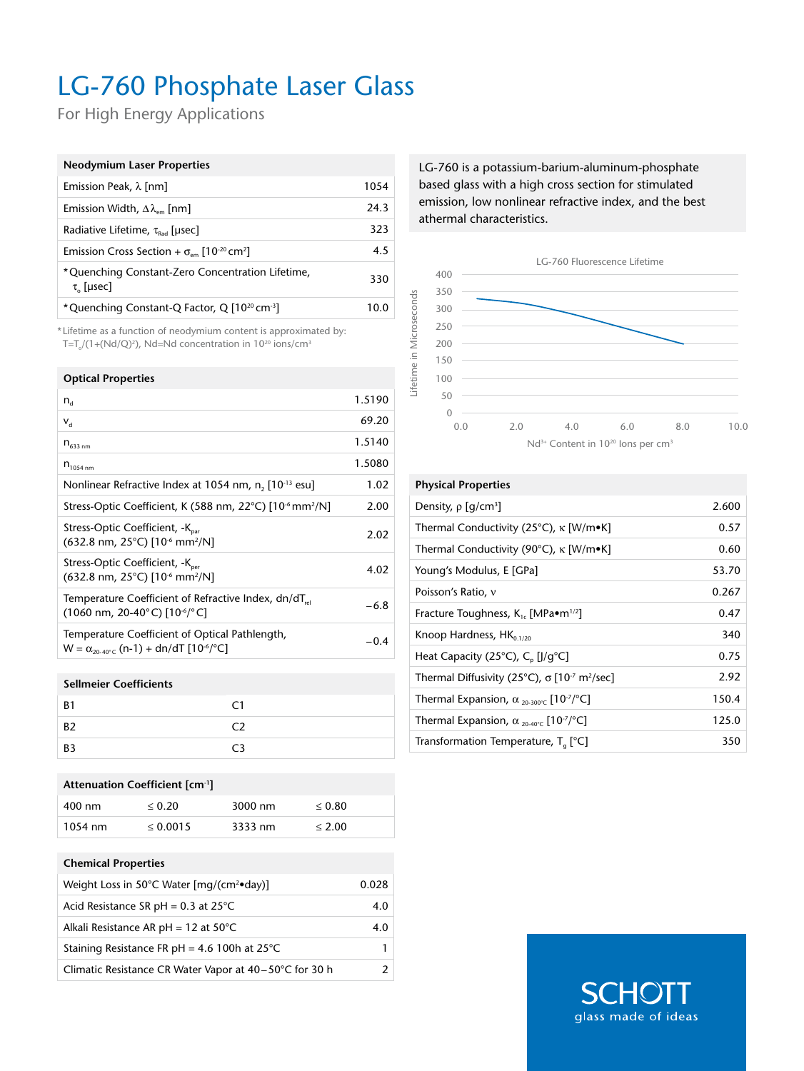# LG-760 Phosphate Laser Glass

For High Energy Applications

LG-760 is a potassium-barium-aluminum-phosphate based glass with a high cross section for stimulated emission, low nonlinear refractive index, and the best athermal characteristics.

| Neodymium Laser Properties | |
|---|---|
| Emission Peak, $\lambda$ [nm] | 1054 |
| Emission Width, $\Delta\lambda_{em}$ [nm] | 24.3 |
| Radiative Lifetime, $\tau_{Rad}$ [µsec] | 323 |
| Emission Cross Section + $\sigma_{em}$ [$10^{-20}$ cm$^2$] | 4.5 |
| *Quenching Constant-Zero Concentration Lifetime, $\tau_o$ [µsec] | 330 |
| *Quenching Constant-Q Factor, Q [$10^{20}$ cm$^{-3}$] | 10.0 |

*Lifetime as a function of neodymium content is approximated by: $T=T_o/(1+(Nd/Q)^2)$, Nd=Nd concentration in $10^{20}$ ions/cm$^3$

LG-760 Fluorescence Lifetime

Lifetime in Microseconds vs. $Nd^{3+}$ Content in $10^{20}$ Ions per cm$^3$

| Optical Properties | |
|---|---|
| $n_d$ | 1.5190 |
| $\nu_d$ | 69.20 |
| $n_{633\ nm}$ | 1.5140 |
| $n_{1054\ nm}$ | 1.5080 |
| Nonlinear Refractive Index at 1054 nm, $n_2$ [$10^{-13}$ esu] | 1.02 |
| Stress-Optic Coefficient, K (588 nm, 22°C) [$10^{-6}$ mm$^2$/N] | 2.00 |
| Stress-Optic Coefficient, $-K_{par}$ (632.8 nm, 25°C) [$10^{-6}$ mm$^2$/N] | 2.02 |
| Stress-Optic Coefficient, $-K_{per}$ (632.8 nm, 25°C) [$10^{-6}$ mm$^2$/N] | 4.02 |
| Temperature Coefficient of Refractive Index, $dn/dT_{rel}$ (1060 nm, 20-40°C) [$10^{-6}$/°C] | −6.8 |
| Temperature Coefficient of Optical Pathlength, $W = \alpha_{20\text{-}40°C}\,(n\text{-}1) + dn/dT$ [$10^{-6}$/°C] | −0.4 |

| Physical Properties | |
|---|---|
| Density, $\rho$ [g/cm$^3$] | 2.600 |
| Thermal Conductivity (25°C), $\kappa$ [W/m•K] | 0.57 |
| Thermal Conductivity (90°C), $\kappa$ [W/m•K] | 0.60 |
| Young's Modulus, E [GPa] | 53.70 |
| Poisson's Ratio, $\nu$ | 0.267 |
| Fracture Toughness, $K_{1c}$ [MPa•m$^{1/2}$] | 0.47 |
| Knoop Hardness, $HK_{0.1/20}$ | 340 |
| Heat Capacity (25°C), $C_p$ [J/g°C] | 0.75 |
| Thermal Diffusivity (25°C), $\sigma$ [$10^{-7}$ m$^2$/sec] | 2.92 |
| Thermal Expansion, $\alpha_{20\text{-}300°C}$ [$10^{-7}$/°C] | 150.4 |
| Thermal Expansion, $\alpha_{20\text{-}40°C}$ [$10^{-7}$/°C] | 125.0 |
| Transformation Temperature, $T_g$ [°C] | 350 |

| Sellmeier Coefficients | |
|---|---|
| B1 | C1 |
| B2 | C2 |
| B3 | C3 |

| Attenuation Coefficient [cm$^{-1}$] | | | |
|---|---|---|---|
| 400 nm | ≤ 0.20 | 3000 nm | ≤ 0.80 |
| 1054 nm | ≤ 0.0015 | 3333 nm | ≤ 2.00 |

| Chemical Properties | |
|---|---|
| Weight Loss in 50°C Water [mg/(cm$^2$•day)] | 0.028 |
| Acid Resistance SR pH = 0.3 at 25°C | 4.0 |
| Alkali Resistance AR pH = 12 at 50°C | 4.0 |
| Staining Resistance FR pH = 4.6 100h at 25°C | 1 |
| Climatic Resistance CR Water Vapor at 40–50°C for 30 h | 2 |

SCHOTT
glass made of ideas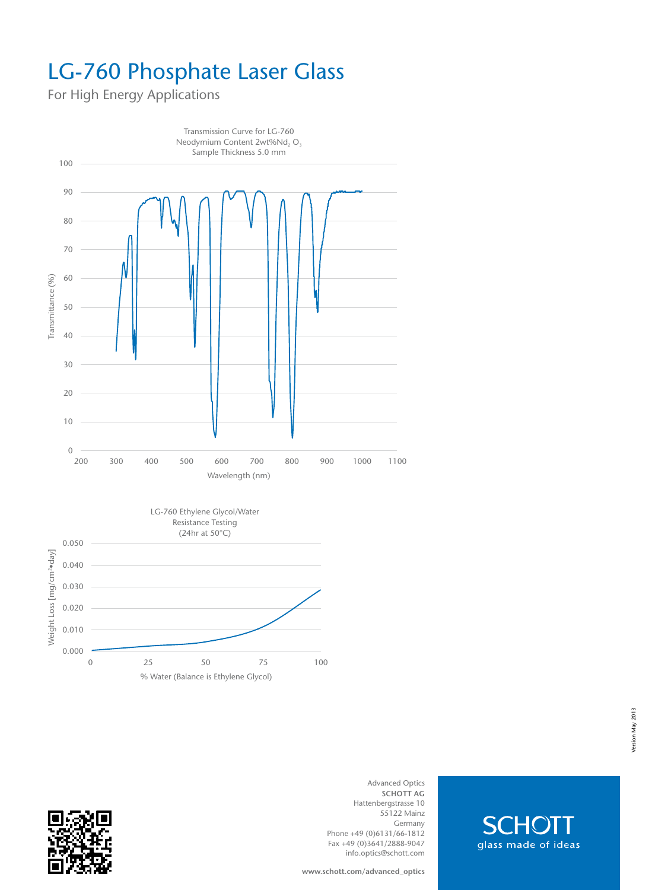# LG-760 Phosphate Laser Glass

For High Energy Applications

Transmission Curve for LG-760
Neodymium Content 2wt%$Nd_2O_3$
Sample Thickness 5.0 mm

Transmittance (%)

100
90
80
70
60
50
40
30
20
10
0

200 300 400 500 600 700 800 900 1000 1100

Wavelength (nm)

LG-760 Ethylene Glycol/Water
Resistance Testing
(24hr at 50°C)

Weight Loss [mg/cm²•day]

0.050
0.040
0.030
0.020
0.010
0.000

0 25 50 75 100

% Water (Balance is Ethylene Glycol)

Version May 2013

Advanced Optics
**SCHOTT AG**
Hattenbergstrasse 10
55122 Mainz
Germany
Phone +49 (0)6131/66-1812
Fax +49 (0)3641/2888-9047
info.optics@schott.com

**www.schott.com/advanced_optics**

SCHOTT
glass made of ideas